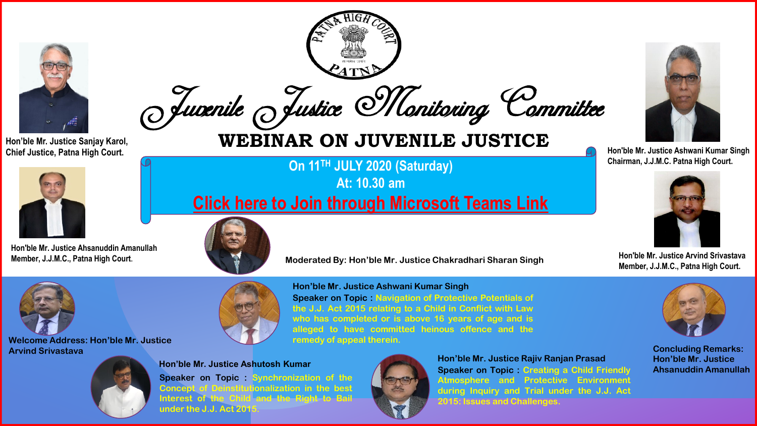PATNA HIGH COURT
PATNA

# Juvenile Justice Monitoring Committee

## WEBINAR ON JUVENILE JUSTICE

**On 11TH JULY 2020 (Saturday)**
**At: 10.30 am**

**Click here to Join through Microsoft Teams Link**

Hon'ble Mr. Justice Sanjay Karol,
Chief Justice, Patna High Court.

Hon'ble Mr. Justice Ashwani Kumar Singh
Chairman, J.J.M.C. Patna High Court.

Hon'ble Mr. Justice Ahsanuddin Amanullah
Member, J.J.M.C., Patna High Court.

Hon'ble Mr. Justice Arvind Srivastava
Member, J.J.M.C., Patna High Court.

Moderated By: Hon'ble Mr. Justice Chakradhari Sharan Singh

Welcome Address: Hon'ble Mr. Justice Arvind Srivastava

**Hon'ble Mr. Justice Ashwani Kumar Singh**
**Speaker on Topic :** Navigation of Protective Potentials of the J.J. Act 2015 relating to a Child in Conflict with Law who has completed or is above 16 years of age and is alleged to have committed heinous offence and the remedy of appeal therein.

**Hon'ble Mr. Justice Ashutosh Kumar**
**Speaker on Topic :** Synchronization of the Concept of Deinstitutionalization in the best Interest of the Child and the Right to Bail under the J.J. Act 2015.

**Hon'ble Mr. Justice Rajiv Ranjan Prasad**
**Speaker on Topic :** Creating a Child Friendly Atmosphere and Protective Environment during Inquiry and Trial under the J.J. Act 2015: Issues and Challenges.

Concluding Remarks: Hon'ble Mr. Justice Ahsanuddin Amanullah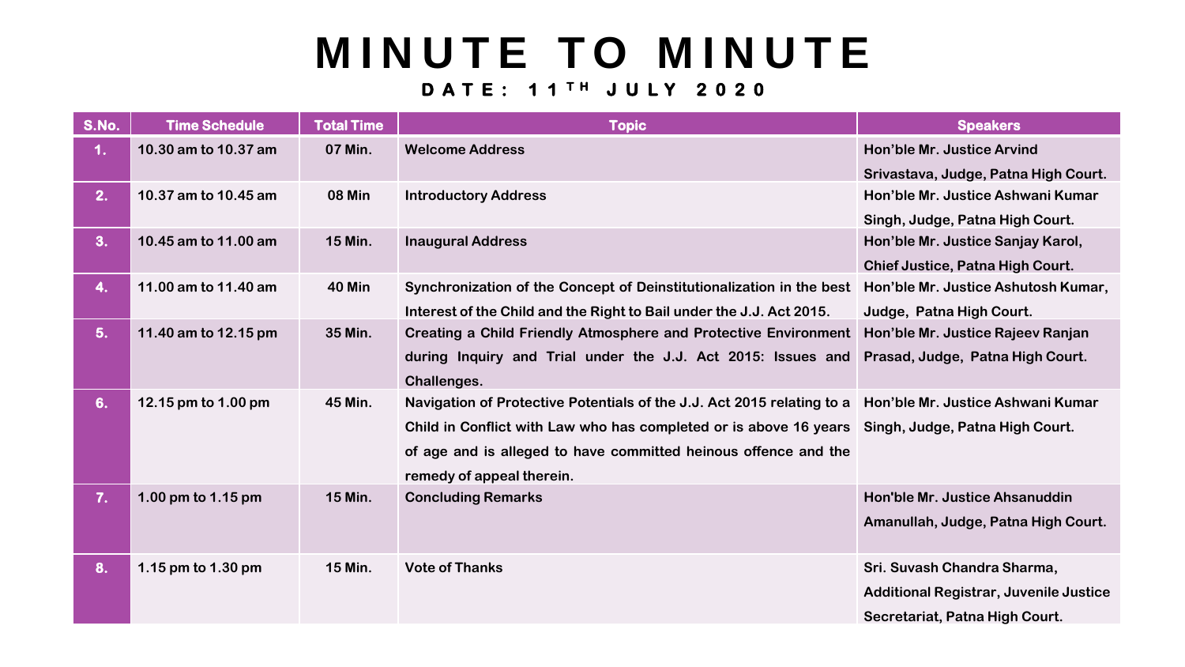# MINUTE TO MINUTE

### DATE: 11TH JULY 2020

| S.No. | Time Schedule | Total Time | Topic | Speakers |
|---|---|---|---|---|
| 1. | 10.30 am to 10.37 am | 07 Min. | Welcome Address | Hon'ble Mr. Justice Arvind Srivastava, Judge, Patna High Court. |
| 2. | 10.37 am to 10.45 am | 08 Min | Introductory Address | Hon'ble Mr. Justice Ashwani Kumar Singh, Judge, Patna High Court. |
| 3. | 10.45 am to 11.00 am | 15 Min. | Inaugural Address | Hon'ble Mr. Justice Sanjay Karol, Chief Justice, Patna High Court. |
| 4. | 11.00 am to 11.40 am | 40 Min | Synchronization of the Concept of Deinstitutionalization in the best Interest of the Child and the Right to Bail under the J.J. Act 2015. | Hon'ble Mr. Justice Ashutosh Kumar, Judge, Patna High Court. |
| 5. | 11.40 am to 12.15 pm | 35 Min. | Creating a Child Friendly Atmosphere and Protective Environment during Inquiry and Trial under the J.J. Act 2015: Issues and Challenges. | Hon'ble Mr. Justice Rajeev Ranjan Prasad, Judge, Patna High Court. |
| 6. | 12.15 pm to 1.00 pm | 45 Min. | Navigation of Protective Potentials of the J.J. Act 2015 relating to a Child in Conflict with Law who has completed or is above 16 years of age and is alleged to have committed heinous offence and the remedy of appeal therein. | Hon'ble Mr. Justice Ashwani Kumar Singh, Judge, Patna High Court. |
| 7. | 1.00 pm to 1.15 pm | 15 Min. | Concluding Remarks | Hon'ble Mr. Justice Ahsanuddin Amanullah, Judge, Patna High Court. |
| 8. | 1.15 pm to 1.30 pm | 15 Min. | Vote of Thanks | Sri. Suvash Chandra Sharma, Additional Registrar, Juvenile Justice Secretariat, Patna High Court. |